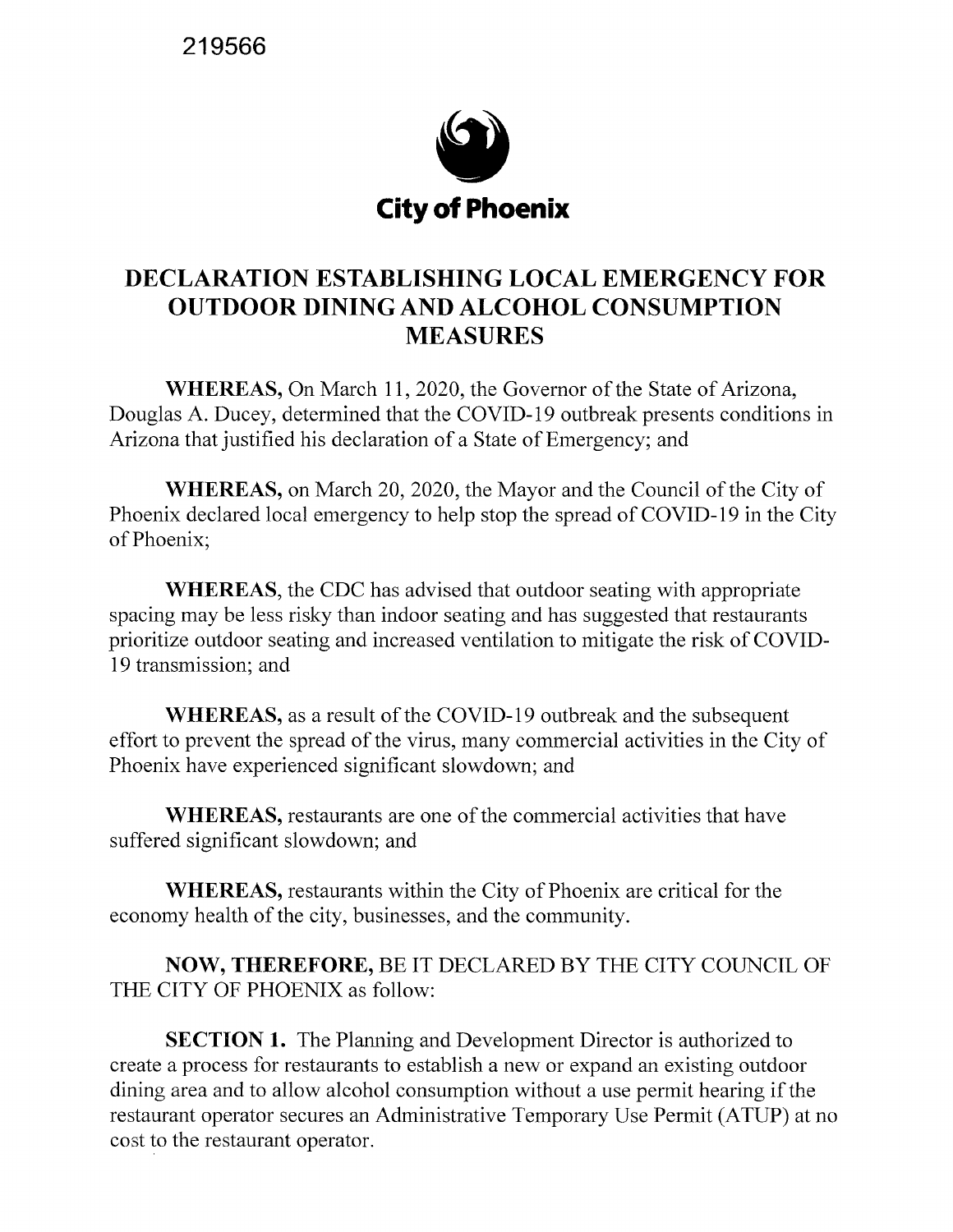219566

City of Phoenix

# DECLARATION ESTABLISHING LOCAL EMERGENCY FOR OUTDOOR DINING AND ALCOHOL CONSUMPTION MEASURES

**WHEREAS,** On March 11, 2020, the Governor of the State of Arizona, Douglas A. Ducey, determined that the COVID-19 outbreak presents conditions in Arizona that justified his declaration of a State of Emergency; and

**WHEREAS,** on March 20, 2020, the Mayor and the Council of the City of Phoenix declared local emergency to help stop the spread of COVID-19 in the City of Phoenix;

**WHEREAS**, the CDC has advised that outdoor seating with appropriate spacing may be less risky than indoor seating and has suggested that restaurants prioritize outdoor seating and increased ventilation to mitigate the risk of COVID-19 transmission; and

**WHEREAS,** as a result of the COVID-19 outbreak and the subsequent effort to prevent the spread of the virus, many commercial activities in the City of Phoenix have experienced significant slowdown; and

**WHEREAS,** restaurants are one of the commercial activities that have suffered significant slowdown; and

**WHEREAS,** restaurants within the City of Phoenix are critical for the economy health of the city, businesses, and the community.

**NOW, THEREFORE,** BE IT DECLARED BY THE CITY COUNCIL OF THE CITY OF PHOENIX as follow:

**SECTION 1.** The Planning and Development Director is authorized to create a process for restaurants to establish a new or expand an existing outdoor dining area and to allow alcohol consumption without a use permit hearing if the restaurant operator secures an Administrative Temporary Use Permit (ATUP) at no cost to the restaurant operator.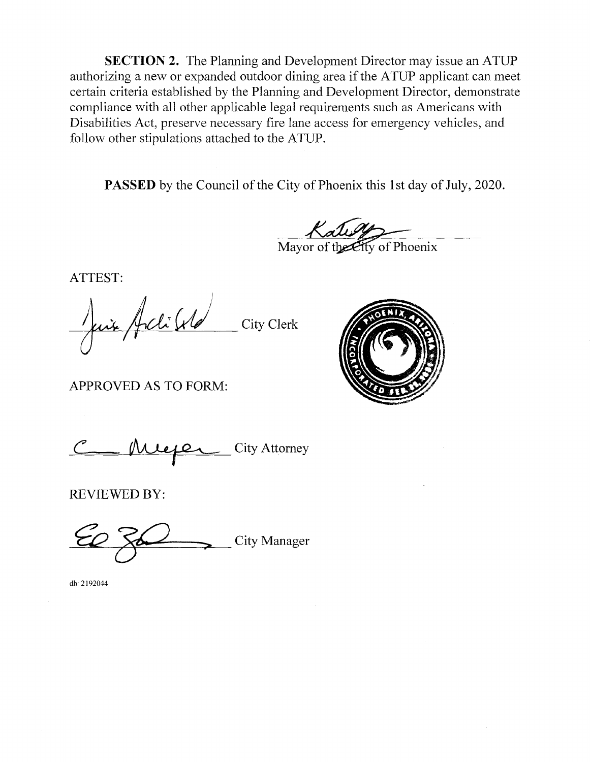**SECTION 2.** The Planning and Development Director may issue an ATUP authorizing a new or expanded outdoor dining area if the ATUP applicant can meet certain criteria established by the Planning and Development Director, demonstrate compliance with all other applicable legal requirements such as Americans with Disabilities Act, preserve necessary fire lane access for emergency vehicles, and follow other stipulations attached to the ATUP.

**PASSED** by the Council of the City of Phoenix this 1st day of July, 2020.

Mayor of the City of Phoenix

ATTEST:

City Clerk

APPROVED AS TO FORM:

City Attorney

REVIEWED BY:

City Manager

dh: 2192044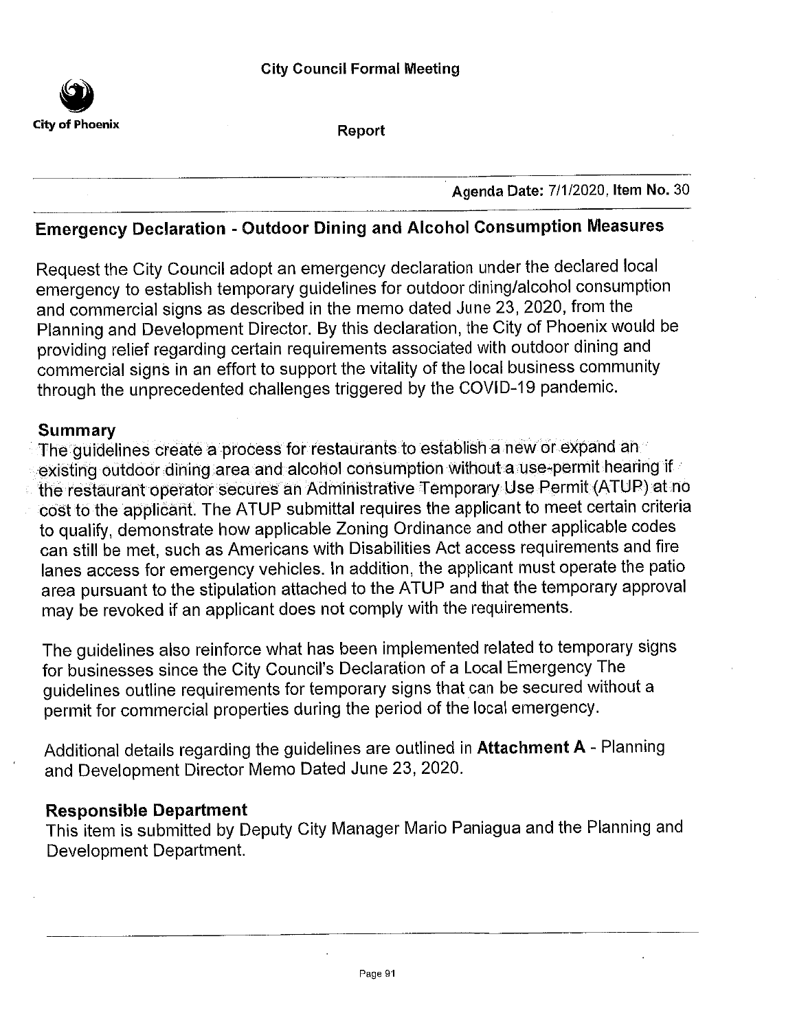City Council Formal Meeting

City of Phoenix

Report

Agenda Date: 7/1/2020, **Item No.** 30

## Emergency Declaration - Outdoor Dining and Alcohol Consumption Measures

Request the City Council adopt an emergency declaration under the declared local emergency to establish temporary guidelines for outdoor dining/alcohol consumption and commercial signs as described in the memo dated June 23, 2020, from the Planning and Development Director. By this declaration, the City of Phoenix would be providing relief regarding certain requirements associated with outdoor dining and commercial signs in an effort to support the vitality of the local business community through the unprecedented challenges triggered by the COVID-19 pandemic.

### Summary

The guidelines create a process for restaurants to establish a new or expand an existing outdoor dining area and alcohol consumption without a use-permit hearing if the restaurant operator secures an Administrative Temporary Use Permit (ATUP) at no cost to the applicant. The ATUP submittal requires the applicant to meet certain criteria to qualify, demonstrate how applicable Zoning Ordinance and other applicable codes can still be met, such as Americans with Disabilities Act access requirements and fire lanes access for emergency vehicles. In addition, the applicant must operate the patio area pursuant to the stipulation attached to the ATUP and that the temporary approval may be revoked if an applicant does not comply with the requirements.

The guidelines also reinforce what has been implemented related to temporary signs for businesses since the City Council's Declaration of a Local Emergency The guidelines outline requirements for temporary signs that can be secured without a permit for commercial properties during the period of the local emergency.

Additional details regarding the guidelines are outlined in **Attachment A** - Planning and Development Director Memo Dated June 23, 2020.

### Responsible Department

This item is submitted by Deputy City Manager Mario Paniagua and the Planning and Development Department.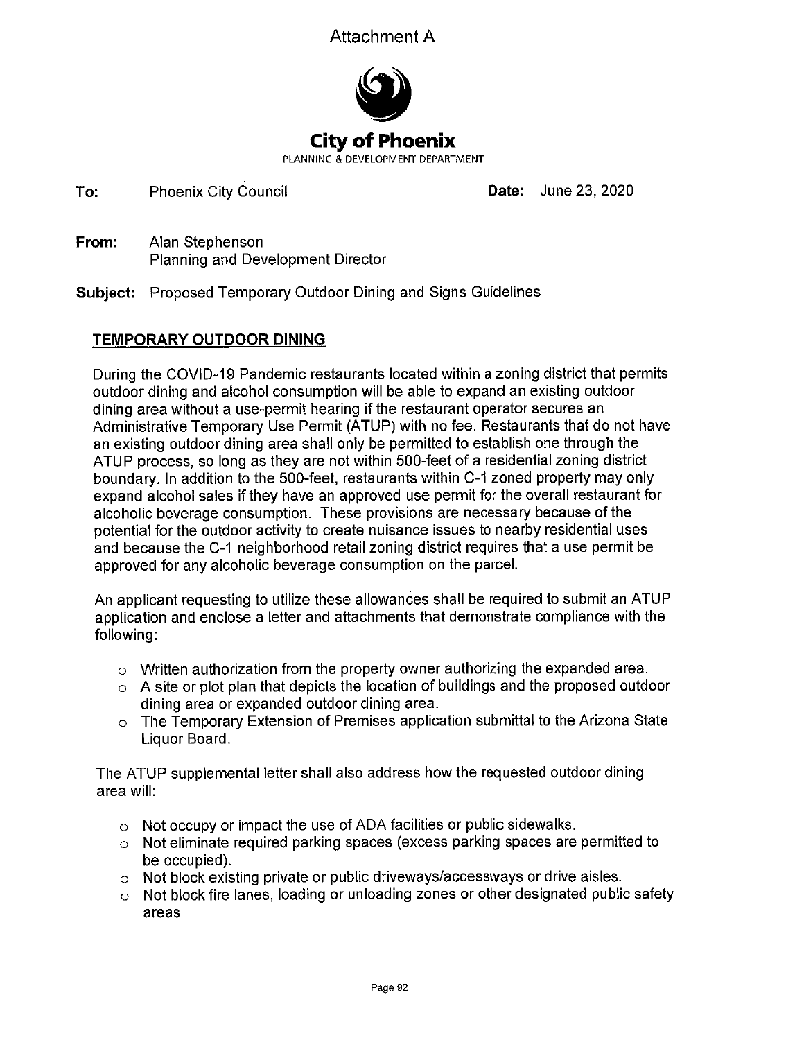Attachment A

# City of Phoenix

PLANNING & DEVELOPMENT DEPARTMENT

**To:** Phoenix City Council **Date:** June 23, 2020

**From:** Alan Stephenson
Planning and Development Director

**Subject:** Proposed Temporary Outdoor Dining and Signs Guidelines

## TEMPORARY OUTDOOR DINING

During the COVID-19 Pandemic restaurants located within a zoning district that permits outdoor dining and alcohol consumption will be able to expand an existing outdoor dining area without a use-permit hearing if the restaurant operator secures an Administrative Temporary Use Permit (ATUP) with no fee. Restaurants that do not have an existing outdoor dining area shall only be permitted to establish one through the ATUP process, so long as they are not within 500-feet of a residential zoning district boundary. In addition to the 500-feet, restaurants within C-1 zoned property may only expand alcohol sales if they have an approved use permit for the overall restaurant for alcoholic beverage consumption. These provisions are necessary because of the potential for the outdoor activity to create nuisance issues to nearby residential uses and because the C-1 neighborhood retail zoning district requires that a use permit be approved for any alcoholic beverage consumption on the parcel.

An applicant requesting to utilize these allowances shall be required to submit an ATUP application and enclose a letter and attachments that demonstrate compliance with the following:

- Written authorization from the property owner authorizing the expanded area.
- A site or plot plan that depicts the location of buildings and the proposed outdoor dining area or expanded outdoor dining area.
- The Temporary Extension of Premises application submittal to the Arizona State Liquor Board.

The ATUP supplemental letter shall also address how the requested outdoor dining area will:

- Not occupy or impact the use of ADA facilities or public sidewalks.
- Not eliminate required parking spaces (excess parking spaces are permitted to be occupied).
- Not block existing private or public driveways/accessways or drive aisles.
- Not block fire lanes, loading or unloading zones or other designated public safety areas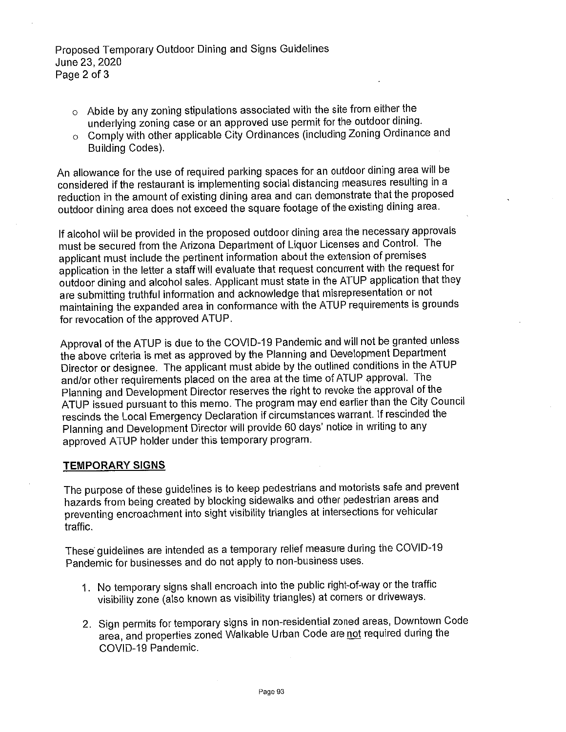- Abide by any zoning stipulations associated with the site from either the underlying zoning case or an approved use permit for the outdoor dining.
- Comply with other applicable City Ordinances (including Zoning Ordinance and Building Codes).

An allowance for the use of required parking spaces for an outdoor dining area will be considered if the restaurant is implementing social distancing measures resulting in a reduction in the amount of existing dining area and can demonstrate that the proposed outdoor dining area does not exceed the square footage of the existing dining area.

If alcohol will be provided in the proposed outdoor dining area the necessary approvals must be secured from the Arizona Department of Liquor Licenses and Control. The applicant must include the pertinent information about the extension of premises application in the letter a staff will evaluate that request concurrent with the request for outdoor dining and alcohol sales. Applicant must state in the ATUP application that they are submitting truthful information and acknowledge that misrepresentation or not maintaining the expanded area in conformance with the ATUP requirements is grounds for revocation of the approved ATUP.

Approval of the ATUP is due to the COVID-19 Pandemic and will not be granted unless the above criteria is met as approved by the Planning and Development Department Director or designee. The applicant must abide by the outlined conditions in the ATUP and/or other requirements placed on the area at the time of ATUP approval. The Planning and Development Director reserves the right to revoke the approval of the ATUP issued pursuant to this memo. The program may end earlier than the City Council rescinds the Local Emergency Declaration if circumstances warrant. If rescinded the Planning and Development Director will provide 60 days' notice in writing to any approved ATUP holder under this temporary program.

## TEMPORARY SIGNS

The purpose of these guidelines is to keep pedestrians and motorists safe and prevent hazards from being created by blocking sidewalks and other pedestrian areas and preventing encroachment into sight visibility triangles at intersections for vehicular traffic.

These guidelines are intended as a temporary relief measure during the COVID-19 Pandemic for businesses and do not apply to non-business uses.

1. No temporary signs shall encroach into the public right-of-way or the traffic visibility zone (also known as visibility triangles) at corners or driveways.
2. Sign permits for temporary signs in non-residential zoned areas, Downtown Code area, and properties zoned Walkable Urban Code are <u>not</u> required during the COVID-19 Pandemic.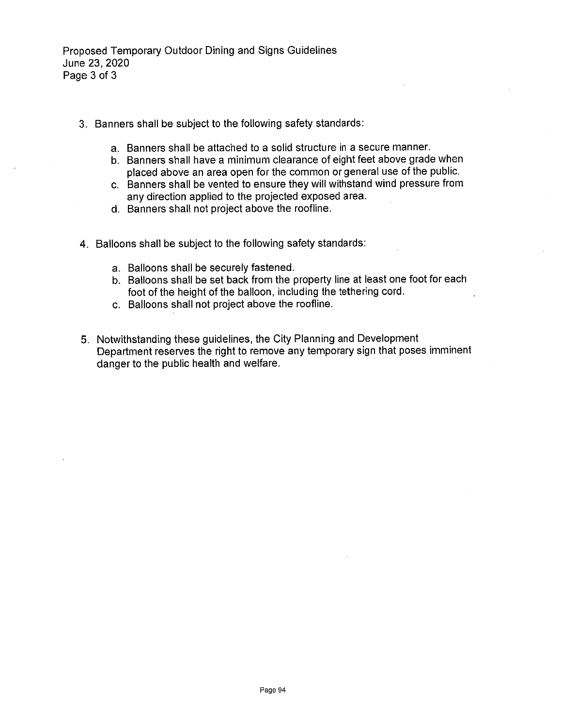3. Banners shall be subject to the following safety standards:

    a. Banners shall be attached to a solid structure in a secure manner.
    b. Banners shall have a minimum clearance of eight feet above grade when placed above an area open for the common or general use of the public.
    c. Banners shall be vented to ensure they will withstand wind pressure from any direction applied to the projected exposed area.
    d. Banners shall not project above the roofline.

4. Balloons shall be subject to the following safety standards:

    a. Balloons shall be securely fastened.
    b. Balloons shall be set back from the property line at least one foot for each foot of the height of the balloon, including the tethering cord.
    c. Balloons shall not project above the roofline.

5. Notwithstanding these guidelines, the City Planning and Development Department reserves the right to remove any temporary sign that poses imminent danger to the public health and welfare.